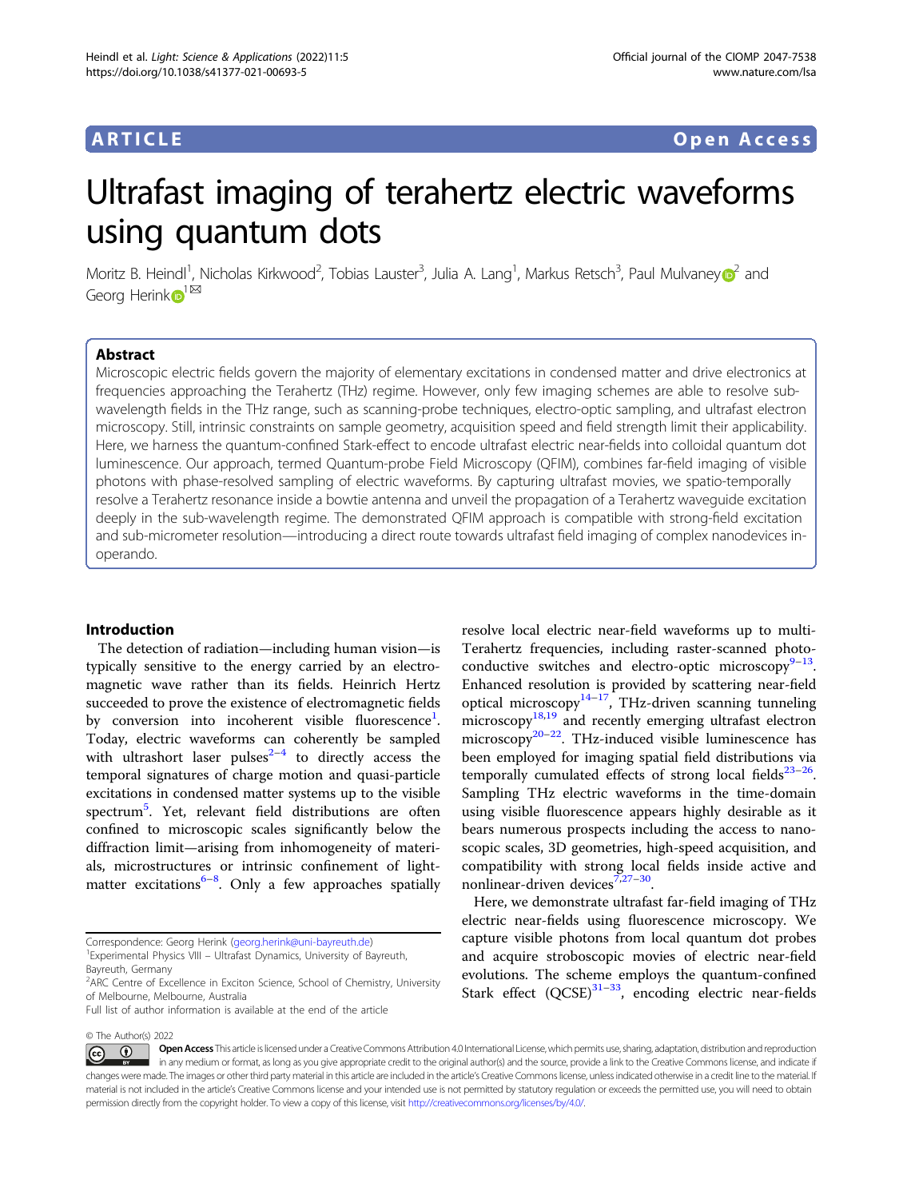ARTICLE

Open Access

# Ultrafast imaging of terahertz electric waveforms using quantum dots

Moritz B. Heindl[1], Nicholas Kirkwood[2], Tobias Lauster[3], Julia A. Lang[1], Markus Retsch[3], Paul Mulvaney[2] and Georg Herink[1]

## Abstract

Microscopic electric fields govern the majority of elementary excitations in condensed matter and drive electronics at frequencies approaching the Terahertz (THz) regime. However, only few imaging schemes are able to resolve sub-wavelength fields in the THz range, such as scanning-probe techniques, electro-optic sampling, and ultrafast electron microscopy. Still, intrinsic constraints on sample geometry, acquisition speed and field strength limit their applicability. Here, we harness the quantum-confined Stark-effect to encode ultrafast electric near-fields into colloidal quantum dot luminescence. Our approach, termed Quantum-probe Field Microscopy (QFIM), combines far-field imaging of visible photons with phase-resolved sampling of electric waveforms. By capturing ultrafast movies, we spatio-temporally resolve a Terahertz resonance inside a bowtie antenna and unveil the propagation of a Terahertz waveguide excitation deeply in the sub-wavelength regime. The demonstrated QFIM approach is compatible with strong-field excitation and sub-micrometer resolution—introducing a direct route towards ultrafast field imaging of complex nanodevices in-operando.

## Introduction

The detection of radiation—including human vision—is typically sensitive to the energy carried by an electromagnetic wave rather than its fields. Heinrich Hertz succeeded to prove the existence of electromagnetic fields by conversion into incoherent visible fluorescence[1]. Today, electric waveforms can coherently be sampled with ultrashort laser pulses[2–4] to directly access the temporal signatures of charge motion and quasi-particle excitations in condensed matter systems up to the visible spectrum[5]. Yet, relevant field distributions are often confined to microscopic scales significantly below the diffraction limit—arising from inhomogeneity of materials, microstructures or intrinsic confinement of light-matter excitations[6–8]. Only a few approaches spatially resolve local electric near-field waveforms up to multi-Terahertz frequencies, including raster-scanned photoconductive switches and electro-optic microscopy[9–13]. Enhanced resolution is provided by scattering near-field optical microscopy[14–17], THz-driven scanning tunneling microscopy[18,19] and recently emerging ultrafast electron microscopy[20–22]. THz-induced visible luminescence has been employed for imaging spatial field distributions via temporally cumulated effects of strong local fields[23–26]. Sampling THz electric waveforms in the time-domain using visible fluorescence appears highly desirable as it bears numerous prospects including the access to nanoscopic scales, 3D geometries, high-speed acquisition, and compatibility with strong local fields inside active and nonlinear-driven devices[7,27–30].

Here, we demonstrate ultrafast far-field imaging of THz electric near-fields using fluorescence microscopy. We capture visible photons from local quantum dot probes and acquire stroboscopic movies of electric near-field evolutions. The scheme employs the quantum-confined Stark effect (QCSE)[31–33], encoding electric near-fields

Correspondence: Georg Herink (georg.herink@uni-bayreuth.de)

[1]Experimental Physics VIII – Ultrafast Dynamics, University of Bayreuth, Bayreuth, Germany

[2]ARC Centre of Excellence in Exciton Science, School of Chemistry, University of Melbourne, Melbourne, Australia

Full list of author information is available at the end of the article

© The Author(s) 2022

Open Access This article is licensed under a Creative Commons Attribution 4.0 International License, which permits use, sharing, adaptation, distribution and reproduction in any medium or format, as long as you give appropriate credit to the original author(s) and the source, provide a link to the Creative Commons license, and indicate if changes were made. The images or other third party material in this article are included in the article's Creative Commons license, unless indicated otherwise in a credit line to the material. If material is not included in the article's Creative Commons license and your intended use is not permitted by statutory regulation or exceeds the permitted use, you will need to obtain permission directly from the copyright holder. To view a copy of this license, visit http://creativecommons.org/licenses/by/4.0/.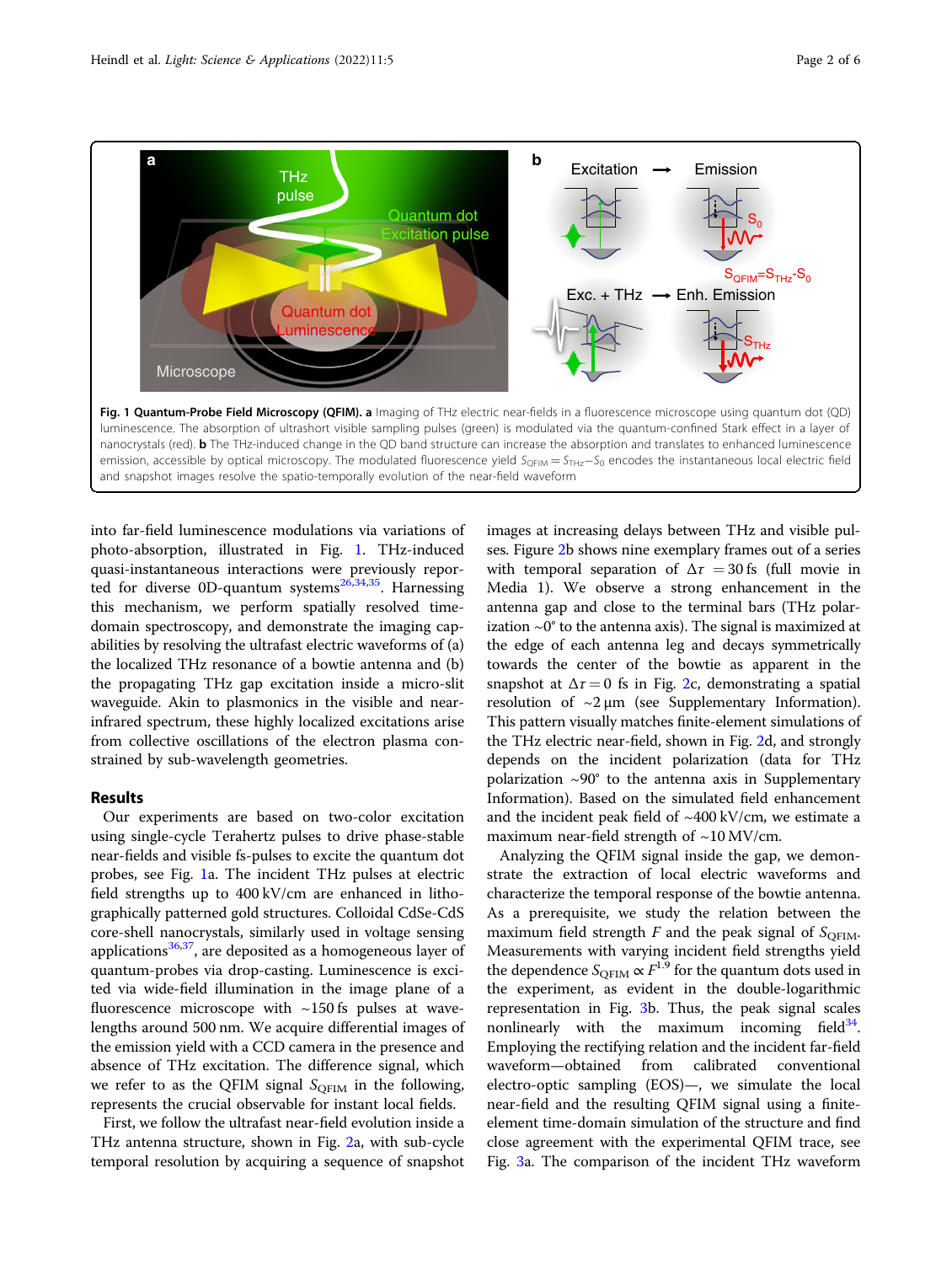**Fig. 1 Quantum-Probe Field Microscopy (QFIM). a** Imaging of THz electric near-fields in a fluorescence microscope using quantum dot (QD) luminescence. The absorption of ultrashort visible sampling pulses (green) is modulated via the quantum-confined Stark effect in a layer of nanocrystals (red). **b** The THz-induced change in the QD band structure can increase the absorption and translates to enhanced luminescence emission, accessible by optical microscopy. The modulated fluorescence yield $S_{QFIM} = S_{THz} - S_0$ encodes the instantaneous local electric field and snapshot images resolve the spatio-temporally evolution of the near-field waveform

into far-field luminescence modulations via variations of photo-absorption, illustrated in Fig. 1. THz-induced quasi-instantaneous interactions were previously reported for diverse 0D-quantum systems[26,34,35]. Harnessing this mechanism, we perform spatially resolved time-domain spectroscopy, and demonstrate the imaging capabilities by resolving the ultrafast electric waveforms of (a) the localized THz resonance of a bowtie antenna and (b) the propagating THz gap excitation inside a micro-slit waveguide. Akin to plasmonics in the visible and near-infrared spectrum, these highly localized excitations arise from collective oscillations of the electron plasma constrained by sub-wavelength geometries.

## Results

Our experiments are based on two-color excitation using single-cycle Terahertz pulses to drive phase-stable near-fields and visible fs-pulses to excite the quantum dot probes, see Fig. 1a. The incident THz pulses at electric field strengths up to 400 kV/cm are enhanced in lithographically patterned gold structures. Colloidal CdSe-CdS core-shell nanocrystals, similarly used in voltage sensing applications[36,37], are deposited as a homogeneous layer of quantum-probes via drop-casting. Luminescence is excited via wide-field illumination in the image plane of a fluorescence microscope with ~150 fs pulses at wavelengths around 500 nm. We acquire differential images of the emission yield with a CCD camera in the presence and absence of THz excitation. The difference signal, which we refer to as the QFIM signal $S_{QFIM}$ in the following, represents the crucial observable for instant local fields.

First, we follow the ultrafast near-field evolution inside a THz antenna structure, shown in Fig. 2a, with sub-cycle temporal resolution by acquiring a sequence of snapshot images at increasing delays between THz and visible pulses. Figure 2b shows nine exemplary frames out of a series with temporal separation of $\Delta\tau = 30$ fs (full movie in Media 1). We observe a strong enhancement in the antenna gap and close to the terminal bars (THz polarization ~0° to the antenna axis). The signal is maximized at the edge of each antenna leg and decays symmetrically towards the center of the bowtie as apparent in the snapshot at $\Delta\tau = 0$ fs in Fig. 2c, demonstrating a spatial resolution of ~2 μm (see Supplementary Information). This pattern visually matches finite-element simulations of the THz electric near-field, shown in Fig. 2d, and strongly depends on the incident polarization (data for THz polarization ~90° to the antenna axis in Supplementary Information). Based on the simulated field enhancement and the incident peak field of ~400 kV/cm, we estimate a maximum near-field strength of ~10 MV/cm.

Analyzing the QFIM signal inside the gap, we demonstrate the extraction of local electric waveforms and characterize the temporal response of the bowtie antenna. As a prerequisite, we study the relation between the maximum field strength $F$ and the peak signal of $S_{QFIM}$. Measurements with varying incident field strengths yield the dependence $S_{QFIM} \propto F^{1.9}$ for the quantum dots used in the experiment, as evident in the double-logarithmic representation in Fig. 3b. Thus, the peak signal scales nonlinearly with the maximum incoming field[34]. Employing the rectifying relation and the incident far-field waveform—obtained from calibrated conventional electro-optic sampling (EOS)—, we simulate the local near-field and the resulting QFIM signal using a finite-element time-domain simulation of the structure and find close agreement with the experimental QFIM trace, see Fig. 3a. The comparison of the incident THz waveform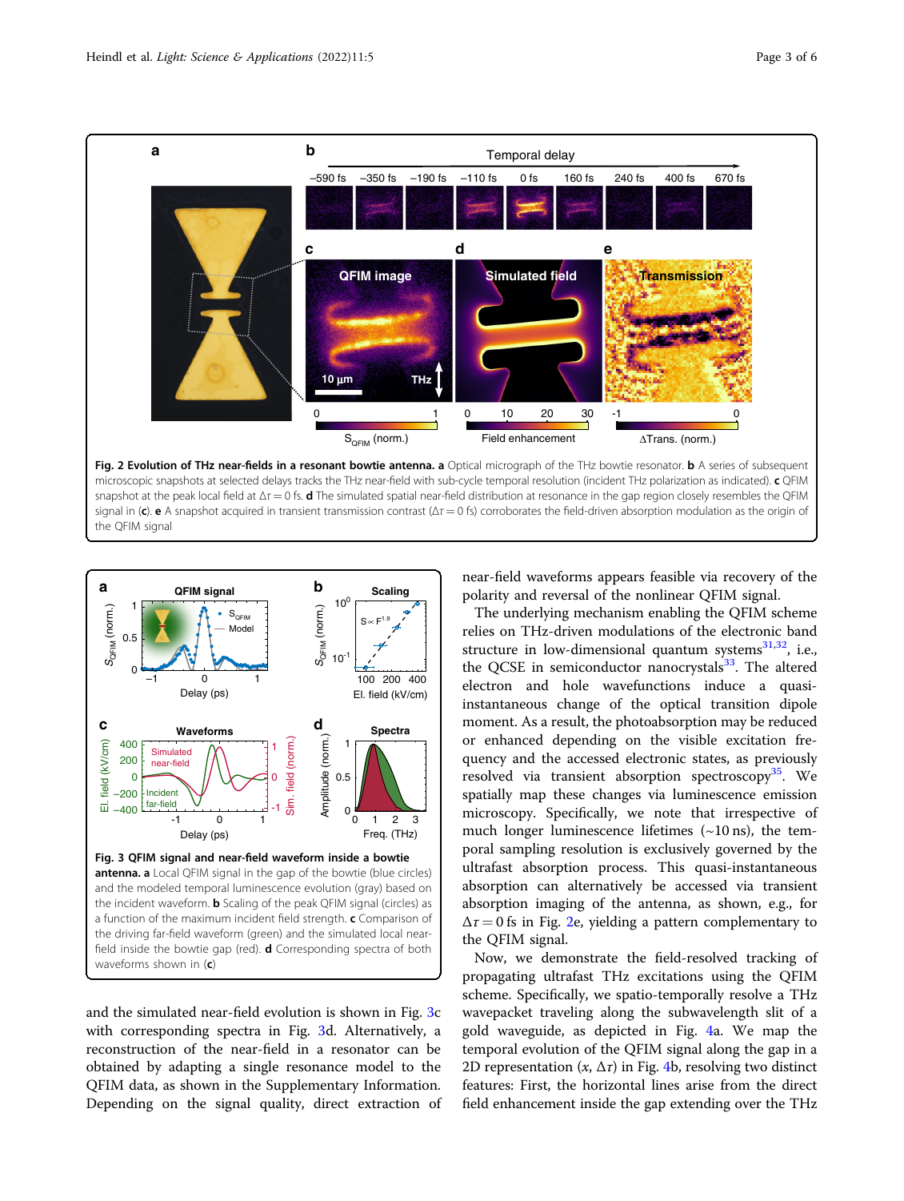**Fig. 2 Evolution of THz near-fields in a resonant bowtie antenna. a** Optical micrograph of the THz bowtie resonator. **b** A series of subsequent microscopic snapshots at selected delays tracks the THz near-field with sub-cycle temporal resolution (incident THz polarization as indicated). **c** QFIM snapshot at the peak local field at $\Delta\tau = 0$ fs. **d** The simulated spatial near-field distribution at resonance in the gap region closely resembles the QFIM signal in (**c**). **e** A snapshot acquired in transient transmission contrast ($\Delta\tau = 0$ fs) corroborates the field-driven absorption modulation as the origin of the QFIM signal

**Fig. 3 QFIM signal and near-field waveform inside a bowtie antenna. a** Local QFIM signal in the gap of the bowtie (blue circles) and the modeled temporal luminescence evolution (gray) based on the incident waveform. **b** Scaling of the peak QFIM signal (circles) as a function of the maximum incident field strength. **c** Comparison of the driving far-field waveform (green) and the simulated local near-field inside the bowtie gap (red). **d** Corresponding spectra of both waveforms shown in (**c**)

and the simulated near-field evolution is shown in Fig. 3c with corresponding spectra in Fig. 3d. Alternatively, a reconstruction of the near-field in a resonator can be obtained by adapting a single resonance model to the QFIM data, as shown in the Supplementary Information. Depending on the signal quality, direct extraction of near-field waveforms appears feasible via recovery of the polarity and reversal of the nonlinear QFIM signal.

The underlying mechanism enabling the QFIM scheme relies on THz-driven modulations of the electronic band structure in low-dimensional quantum systems[31,32], i.e., the QCSE in semiconductor nanocrystals[33]. The altered electron and hole wavefunctions induce a quasi-instantaneous change of the optical transition dipole moment. As a result, the photoabsorption may be reduced or enhanced depending on the visible excitation frequency and the accessed electronic states, as previously resolved via transient absorption spectroscopy[35]. We spatially map these changes via luminescence emission microscopy. Specifically, we note that irrespective of much longer luminescence lifetimes (~10 ns), the temporal sampling resolution is exclusively governed by the ultrafast absorption process. This quasi-instantaneous absorption can alternatively be accessed via transient absorption imaging of the antenna, as shown, e.g., for $\Delta\tau = 0$ fs in Fig. 2e, yielding a pattern complementary to the QFIM signal.

Now, we demonstrate the field-resolved tracking of propagating ultrafast THz excitations using the QFIM scheme. Specifically, we spatio-temporally resolve a THz wavepacket traveling along the subwavelength slit of a gold waveguide, as depicted in Fig. 4a. We map the temporal evolution of the QFIM signal along the gap in a 2D representation ($x$, $\Delta\tau$) in Fig. 4b, resolving two distinct features: First, the horizontal lines arise from the direct field enhancement inside the gap extending over the THz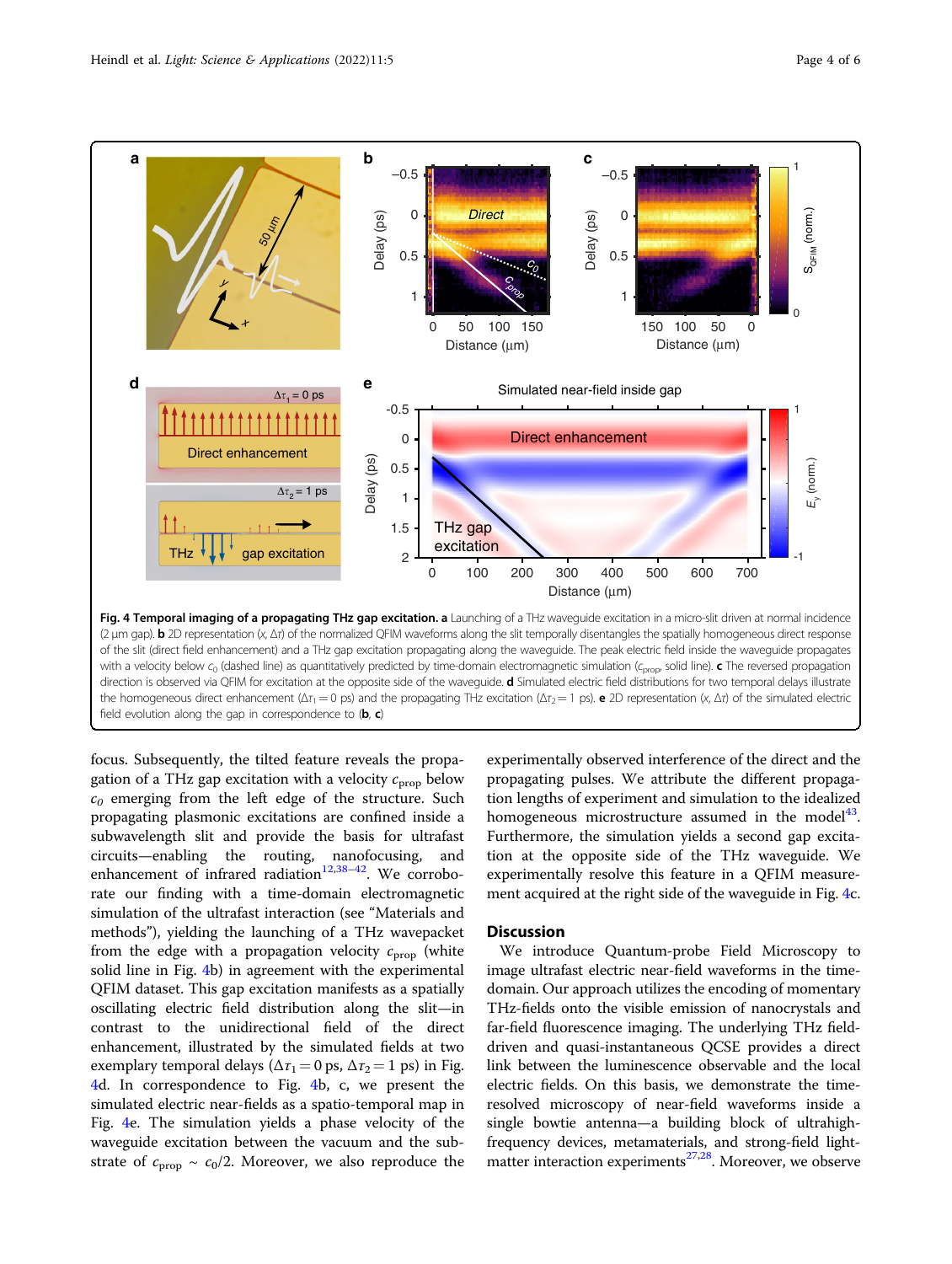**Fig. 4 Temporal imaging of a propagating THz gap excitation.** **a** Launching of a THz waveguide excitation in a micro-slit driven at normal incidence (2 µm gap). **b** 2D representation ($x$, $\Delta\tau$) of the normalized QFIM waveforms along the slit temporally disentangles the spatially homogeneous direct response of the slit (direct field enhancement) and a THz gap excitation propagating along the waveguide. The peak electric field inside the waveguide propagates with a velocity below $c_0$ (dashed line) as quantitatively predicted by time-domain electromagnetic simulation ($c_{prop}$, solid line). **c** The reversed propagation direction is observed via QFIM for excitation at the opposite side of the waveguide. **d** Simulated electric field distributions for two temporal delays illustrate the homogeneous direct enhancement ($\Delta\tau_1 = 0$ ps) and the propagating THz excitation ($\Delta\tau_2 = 1$ ps). **e** 2D representation ($x$, $\Delta\tau$) of the simulated electric field evolution along the gap in correspondence to (**b**, **c**)

focus. Subsequently, the tilted feature reveals the propagation of a THz gap excitation with a velocity $c_{prop}$ below $c_0$ emerging from the left edge of the structure. Such propagating plasmonic excitations are confined inside a subwavelength slit and provide the basis for ultrafast circuits—enabling the routing, nanofocusing, and enhancement of infrared radiation[12,38–42]. We corroborate our finding with a time-domain electromagnetic simulation of the ultrafast interaction (see "Materials and methods"), yielding the launching of a THz wavepacket from the edge with a propagation velocity $c_{prop}$ (white solid line in Fig. 4b) in agreement with the experimental QFIM dataset. This gap excitation manifests as a spatially oscillating electric field distribution along the slit—in contrast to the unidirectional field of the direct enhancement, illustrated by the simulated fields at two exemplary temporal delays ($\Delta\tau_1 = 0$ ps, $\Delta\tau_2 = 1$ ps) in Fig. 4d. In correspondence to Fig. 4b, c, we present the simulated electric near-fields as a spatio-temporal map in Fig. 4e. The simulation yields a phase velocity of the waveguide excitation between the vacuum and the substrate of $c_{prop} \sim c_0/2$. Moreover, we also reproduce the experimentally observed interference of the direct and the propagating pulses. We attribute the different propagation lengths of experiment and simulation to the idealized homogeneous microstructure assumed in the model[43]. Furthermore, the simulation yields a second gap excitation at the opposite side of the THz waveguide. We experimentally resolve this feature in a QFIM measurement acquired at the right side of the waveguide in Fig. 4c.

## Discussion

We introduce Quantum-probe Field Microscopy to image ultrafast electric near-field waveforms in the time-domain. Our approach utilizes the encoding of momentary THz-fields onto the visible emission of nanocrystals and far-field fluorescence imaging. The underlying THz field-driven and quasi-instantaneous QCSE provides a direct link between the luminescence observable and the local electric fields. On this basis, we demonstrate the time-resolved microscopy of near-field waveforms inside a single bowtie antenna—a building block of ultrahigh-frequency devices, metamaterials, and strong-field light-matter interaction experiments[27,28]. Moreover, we observe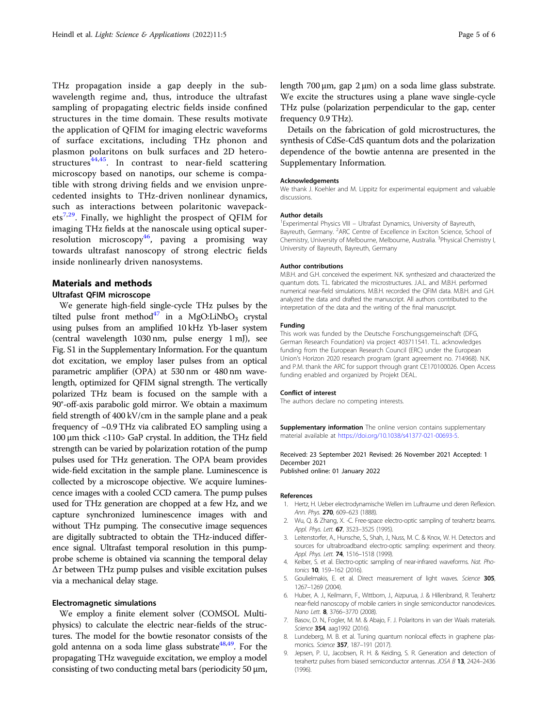THz propagation inside a gap deeply in the subwavelength regime and, thus, introduce the ultrafast sampling of propagating electric fields inside confined structures in the time domain. These results motivate the application of QFIM for imaging electric waveforms of surface excitations, including THz phonon and plasmon polaritons on bulk surfaces and 2D heterostructures[44,45]. In contrast to near-field scattering microscopy based on nanotips, our scheme is compatible with strong driving fields and we envision unprecedented insights to THz-driven nonlinear dynamics, such as interactions between polaritonic wavepackets[7,29]. Finally, we highlight the prospect of QFIM for imaging THz fields at the nanoscale using optical super-resolution microscopy[46], paving a promising way towards ultrafast nanoscopy of strong electric fields inside nonlinearly driven nanosystems.

## Materials and methods

### Ultrafast QFIM microscope

We generate high-field single-cycle THz pulses by the tilted pulse front method[47] in a MgO:$LiNbO_3$ crystal using pulses from an amplified 10 kHz Yb-laser system (central wavelength 1030 nm, pulse energy 1 mJ), see Fig. S1 in the Supplementary Information. For the quantum dot excitation, we employ laser pulses from an optical parametric amplifier (OPA) at 530 nm or 480 nm wavelength, optimized for QFIM signal strength. The vertically polarized THz beam is focused on the sample with a 90°-off-axis parabolic gold mirror. We obtain a maximum field strength of 400 kV/cm in the sample plane and a peak frequency of ~0.9 THz via calibrated EO sampling using a 100 µm thick <110> GaP crystal. In addition, the THz field strength can be varied by polarization rotation of the pump pulses used for THz generation. The OPA beam provides wide-field excitation in the sample plane. Luminescence is collected by a microscope objective. We acquire luminescence images with a cooled CCD camera. The pump pulses used for THz generation are chopped at a few Hz, and we capture synchronized luminescence images with and without THz pumping. The consecutive image sequences are digitally subtracted to obtain the THz-induced difference signal. Ultrafast temporal resolution in this pump-probe scheme is obtained via scanning the temporal delay $\Delta\tau$ between THz pump pulses and visible excitation pulses via a mechanical delay stage.

### Electromagnetic simulations

We employ a finite element solver (COMSOL Multiphysics) to calculate the electric near-fields of the structures. The model for the bowtie resonator consists of the gold antenna on a soda lime glass substrate[48,49]. For the propagating THz waveguide excitation, we employ a model consisting of two conducting metal bars (periodicity 50 µm, length 700 µm, gap 2 µm) on a soda lime glass substrate. We excite the structures using a plane wave single-cycle THz pulse (polarization perpendicular to the gap, center frequency 0.9 THz).

Details on the fabrication of gold microstructures, the synthesis of CdSe-CdS quantum dots and the polarization dependence of the bowtie antenna are presented in the Supplementary Information.

#### Acknowledgements

We thank J. Koehler and M. Lippitz for experimental equipment and valuable discussions.

#### Author details

[1]Experimental Physics VIII – Ultrafast Dynamics, University of Bayreuth, Bayreuth, Germany. [2]ARC Centre of Excellence in Exciton Science, School of Chemistry, University of Melbourne, Melbourne, Australia. [3]Physical Chemistry I, University of Bayreuth, Bayreuth, Germany

#### Author contributions

M.B.H. and G.H. conceived the experiment. N.K. synthesized and characterized the quantum dots. T.L. fabricated the microstructures. J.A.L. and M.B.H. performed numerical near-field simulations. M.B.H. recorded the QFIM data. M.B.H. and G.H. analyzed the data and drafted the manuscript. All authors contributed to the interpretation of the data and the writing of the final manuscript.

#### Funding

This work was funded by the Deutsche Forschungsgemeinschaft (DFG, German Research Foundation) via project 403711541. T.L. acknowledges funding from the European Research Council (ERC) under the European Union's Horizon 2020 research program (grant agreement no. 714968). N.K. and P.M. thank the ARC for support through grant CE170100026. Open Access funding enabled and organized by Projekt DEAL.

#### Conflict of interest

The authors declare no competing interests.

**Supplementary information** The online version contains supplementary material available at https://doi.org/10.1038/s41377-021-00693-5.

Received: 23 September 2021 Revised: 26 November 2021 Accepted: 1 December 2021
Published online: 01 January 2022

#### References

1. Hertz, H. Ueber electrodynamische Wellen im Luftraume und deren Reflexion. *Ann. Phys.* **270**, 609–623 (1888).
2. Wu, Q. & Zhang, X. -C. Free-space electro-optic sampling of terahertz beams. *Appl. Phys. Lett.* **67**, 3523–3525 (1995).
3. Leitenstorfer, A., Hunsche, S., Shah, J., Nuss, M. C. & Knox, W. H. Detectors and sources for ultrabroadband electro-optic sampling: experiment and theory. *Appl. Phys. Lett.* **74**, 1516–1518 (1999).
4. Keiber, S. et al. Electro-optic sampling of near-infrared waveforms. *Nat. Photonics* **10**, 159–162 (2016).
5. Goulielmakis, E. et al. Direct measurement of light waves. *Science* **305**, 1267–1269 (2004).
6. Huber, A. J., Keilmann, F., Wittborn, J., Aizpurua, J. & Hillenbrand, R. Terahertz near-field nanoscopy of mobile carriers in single semiconductor nanodevices. *Nano Lett.* **8**, 3766–3770 (2008).
7. Basov, D. N., Fogler, M. M. & Abajo, F. J. Polaritons in van der Waals materials. *Science* **354**, aag1992 (2016).
8. Lundeberg, M. B. et al. Tuning quantum nonlocal effects in graphene plasmonics. *Science* **357**, 187–191 (2017).
9. Jepsen, P. U., Jacobsen, R. H. & Keiding, S. R. Generation and detection of terahertz pulses from biased semiconductor antennas. *JOSA B* **13**, 2424–2436 (1996).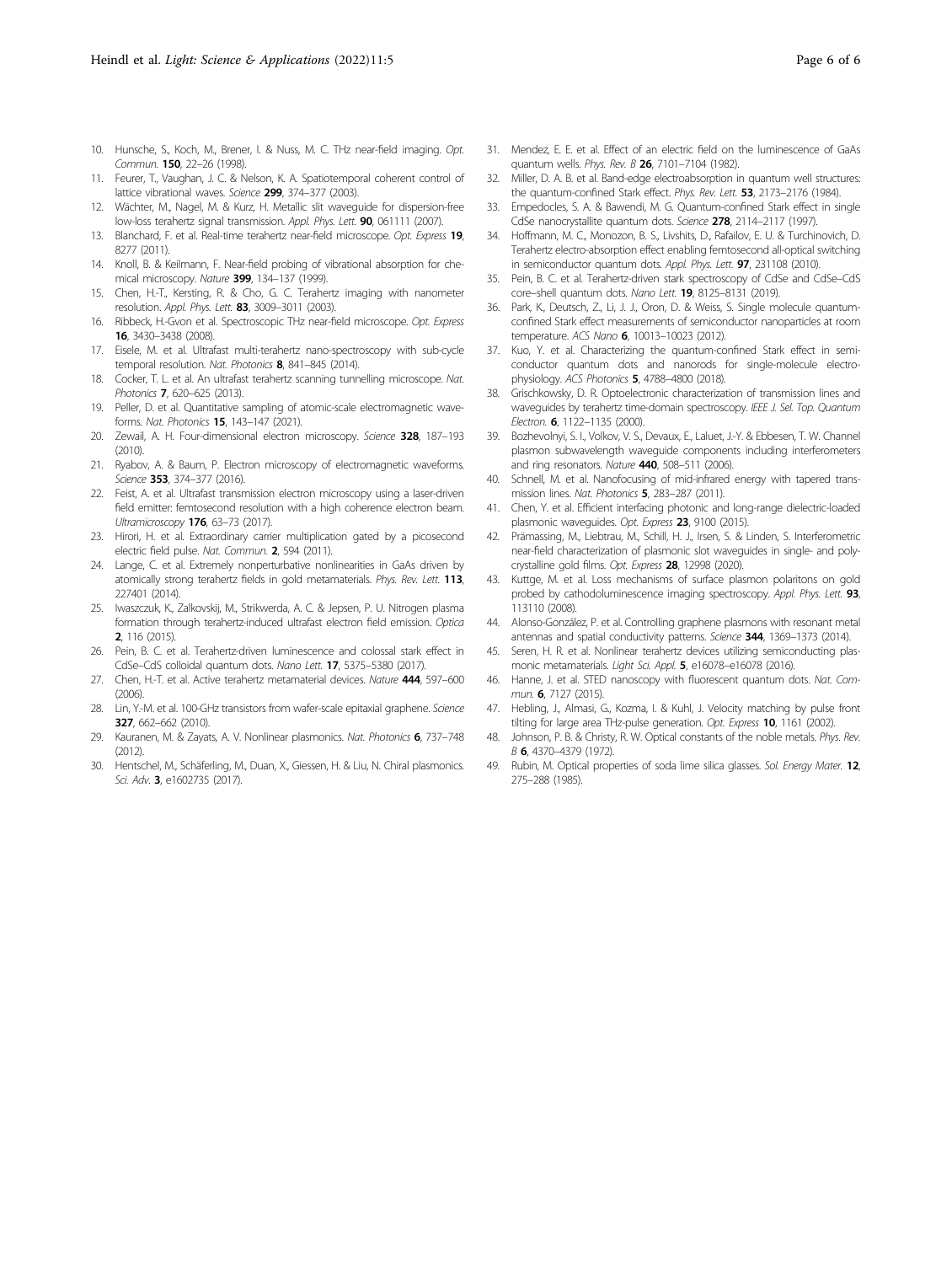10. Hunsche, S., Koch, M., Brener, I. & Nuss, M. C. THz near-field imaging. *Opt. Commun.* **150**, 22–26 (1998).
11. Feurer, T., Vaughan, J. C. & Nelson, K. A. Spatiotemporal coherent control of lattice vibrational waves. *Science* **299**, 374–377 (2003).
12. Wächter, M., Nagel, M. & Kurz, H. Metallic slit waveguide for dispersion-free low-loss terahertz signal transmission. *Appl. Phys. Lett.* **90**, 061111 (2007).
13. Blanchard, F. et al. Real-time terahertz near-field microscope. *Opt. Express* **19**, 8277 (2011).
14. Knoll, B. & Keilmann, F. Near-field probing of vibrational absorption for chemical microscopy. *Nature* **399**, 134–137 (1999).
15. Chen, H.-T., Kersting, R. & Cho, G. C. Terahertz imaging with nanometer resolution. *Appl. Phys. Lett.* **83**, 3009–3011 (2003).
16. Ribbeck, H.-Gvon et al. Spectroscopic THz near-field microscope. *Opt. Express* **16**, 3430–3438 (2008).
17. Eisele, M. et al. Ultrafast multi-terahertz nano-spectroscopy with sub-cycle temporal resolution. *Nat. Photonics* **8**, 841–845 (2014).
18. Cocker, T. L. et al. An ultrafast terahertz scanning tunnelling microscope. *Nat. Photonics* **7**, 620–625 (2013).
19. Peller, D. et al. Quantitative sampling of atomic-scale electromagnetic waveforms. *Nat. Photonics* **15**, 143–147 (2021).
20. Zewail, A. H. Four-dimensional electron microscopy. *Science* **328**, 187–193 (2010).
21. Ryabov, A. & Baum, P. Electron microscopy of electromagnetic waveforms. *Science* **353**, 374–377 (2016).
22. Feist, A. et al. Ultrafast transmission electron microscopy using a laser-driven field emitter: femtosecond resolution with a high coherence electron beam. *Ultramicroscopy* **176**, 63–73 (2017).
23. Hirori, H. et al. Extraordinary carrier multiplication gated by a picosecond electric field pulse. *Nat. Commun.* **2**, 594 (2011).
24. Lange, C. et al. Extremely nonperturbative nonlinearities in GaAs driven by atomically strong terahertz fields in gold metamaterials. *Phys. Rev. Lett.* **113**, 227401 (2014).
25. Iwaszczuk, K., Zalkovskij, M., Strikwerda, A. C. & Jepsen, P. U. Nitrogen plasma formation through terahertz-induced ultrafast electron field emission. *Optica* **2**, 116 (2015).
26. Pein, B. C. et al. Terahertz-driven luminescence and colossal stark effect in CdSe–CdS colloidal quantum dots. *Nano Lett.* **17**, 5375–5380 (2017).
27. Chen, H.-T. et al. Active terahertz metamaterial devices. *Nature* **444**, 597–600 (2006).
28. Lin, Y.-M. et al. 100-GHz transistors from wafer-scale epitaxial graphene. *Science* **327**, 662–662 (2010).
29. Kauranen, M. & Zayats, A. V. Nonlinear plasmonics. *Nat. Photonics* **6**, 737–748 (2012).
30. Hentschel, M., Schäferling, M., Duan, X., Giessen, H. & Liu, N. Chiral plasmonics. *Sci. Adv.* **3**, e1602735 (2017).
31. Mendez, E. E. et al. Effect of an electric field on the luminescence of GaAs quantum wells. *Phys. Rev. B* **26**, 7101–7104 (1982).
32. Miller, D. A. B. et al. Band-edge electroabsorption in quantum well structures: the quantum-confined Stark effect. *Phys. Rev. Lett.* **53**, 2173–2176 (1984).
33. Empedocles, S. A. & Bawendi, M. G. Quantum-confined Stark effect in single CdSe nanocrystallite quantum dots. *Science* **278**, 2114–2117 (1997).
34. Hoffmann, M. C., Monozon, B. S., Livshits, D., Rafailov, E. U. & Turchinovich, D. Terahertz electro-absorption effect enabling femtosecond all-optical switching in semiconductor quantum dots. *Appl. Phys. Lett.* **97**, 231108 (2010).
35. Pein, B. C. et al. Terahertz-driven stark spectroscopy of CdSe and CdSe–CdS core–shell quantum dots. *Nano Lett.* **19**, 8125–8131 (2019).
36. Park, K., Deutsch, Z., Li, J. J., Oron, D. & Weiss, S. Single molecule quantum-confined Stark effect measurements of semiconductor nanoparticles at room temperature. *ACS Nano* **6**, 10013–10023 (2012).
37. Kuo, Y. et al. Characterizing the quantum-confined Stark effect in semiconductor quantum dots and nanorods for single-molecule electrophysiology. *ACS Photonics* **5**, 4788–4800 (2018).
38. Grischkowsky, D. R. Optoelectronic characterization of transmission lines and waveguides by terahertz time-domain spectroscopy. *IEEE J. Sel. Top. Quantum Electron.* **6**, 1122–1135 (2000).
39. Bozhevolnyi, S. I., Volkov, V. S., Devaux, E., Laluet, J.-Y. & Ebbesen, T. W. Channel plasmon subwavelength waveguide components including interferometers and ring resonators. *Nature* **440**, 508–511 (2006).
40. Schnell, M. et al. Nanofocusing of mid-infrared energy with tapered transmission lines. *Nat. Photonics* **5**, 283–287 (2011).
41. Chen, Y. et al. Efficient interfacing photonic and long-range dielectric-loaded plasmonic waveguides. *Opt. Express* **23**, 9100 (2015).
42. Prämassing, M., Liebtrau, M., Schill, H. J., Irsen, S. & Linden, S. Interferometric near-field characterization of plasmonic slot waveguides in single- and polycrystalline gold films. *Opt. Express* **28**, 12998 (2020).
43. Kuttge, M. et al. Loss mechanisms of surface plasmon polaritons on gold probed by cathodoluminescence imaging spectroscopy. *Appl. Phys. Lett.* **93**, 113110 (2008).
44. Alonso-González, P. et al. Controlling graphene plasmons with resonant metal antennas and spatial conductivity patterns. *Science* **344**, 1369–1373 (2014).
45. Seren, H. R. et al. Nonlinear terahertz devices utilizing semiconducting plasmonic metamaterials. *Light Sci. Appl.* **5**, e16078–e16078 (2016).
46. Hanne, J. et al. STED nanoscopy with fluorescent quantum dots. *Nat. Commun.* **6**, 7127 (2015).
47. Hebling, J., Almasi, G., Kozma, I. & Kuhl, J. Velocity matching by pulse front tilting for large area THz-pulse generation. *Opt. Express* **10**, 1161 (2002).
48. Johnson, P. B. & Christy, R. W. Optical constants of the noble metals. *Phys. Rev. B* **6**, 4370–4379 (1972).
49. Rubin, M. Optical properties of soda lime silica glasses. *Sol. Energy Mater.* **12**, 275–288 (1985).